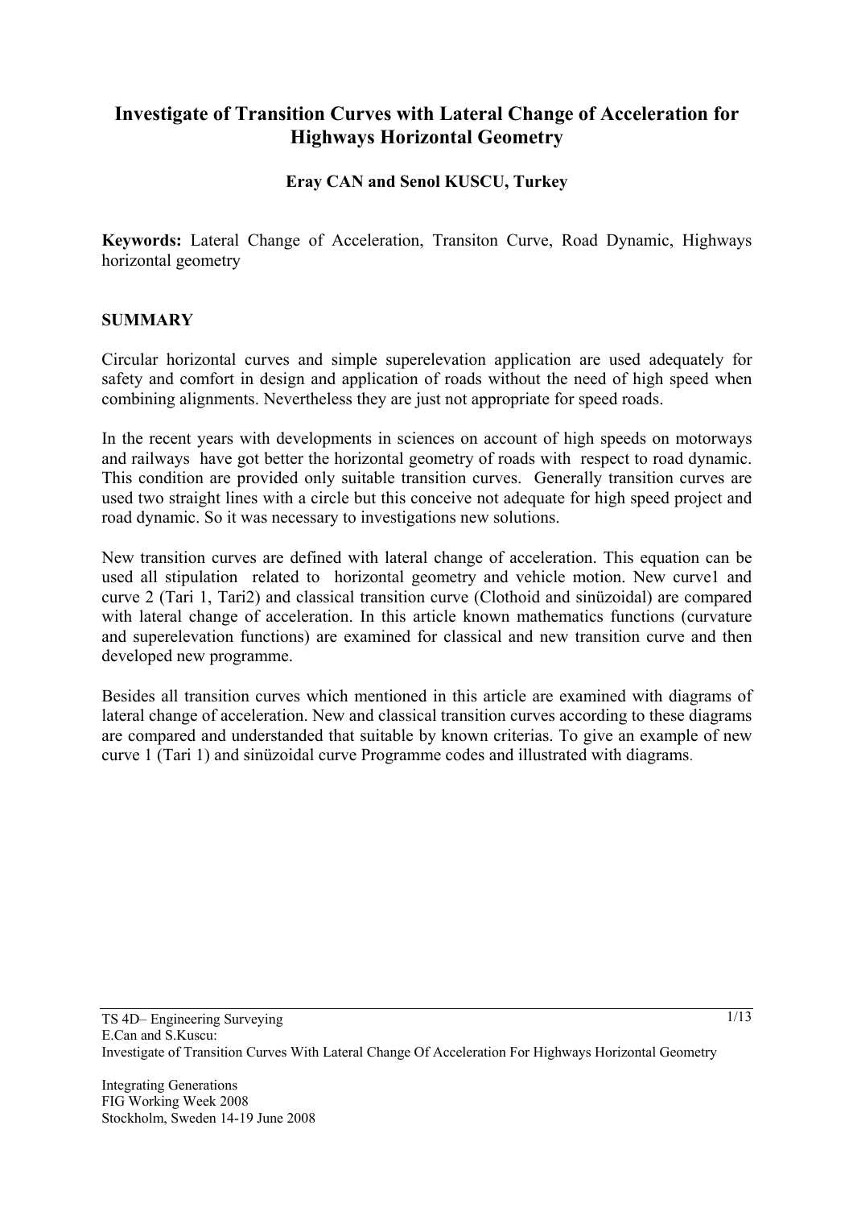# Investigate of Transition Curves with Lateral Change of Acceleration for Highways Horizontal Geometry

**Eray CAN and Senol KUSCU, Turkey**

**Keywords:** Lateral Change of Acceleration, Transiton Curve, Road Dynamic, Highways horizontal geometry

## SUMMARY

Circular horizontal curves and simple superelevation application are used adequately for safety and comfort in design and application of roads without the need of high speed when combining alignments. Nevertheless they are just not appropriate for speed roads.

In the recent years with developments in sciences on account of high speeds on motorways and railways have got better the horizontal geometry of roads with respect to road dynamic. This condition are provided only suitable transition curves. Generally transition curves are used two straight lines with a circle but this conceive not adequate for high speed project and road dynamic. So it was necessary to investigations new solutions.

New transition curves are defined with lateral change of acceleration. This equation can be used all stipulation related to horizontal geometry and vehicle motion. New curve1 and curve 2 (Tari 1, Tari2) and classical transition curve (Clothoid and sinüzoidal) are compared with lateral change of acceleration. In this article known mathematics functions (curvature and superelevation functions) are examined for classical and new transition curve and then developed new programme.

Besides all transition curves which mentioned in this article are examined with diagrams of lateral change of acceleration. New and classical transition curves according to these diagrams are compared and understanded that suitable by known criterias. To give an example of new curve 1 (Tari 1) and sinüzoidal curve Programme codes and illustrated with diagrams.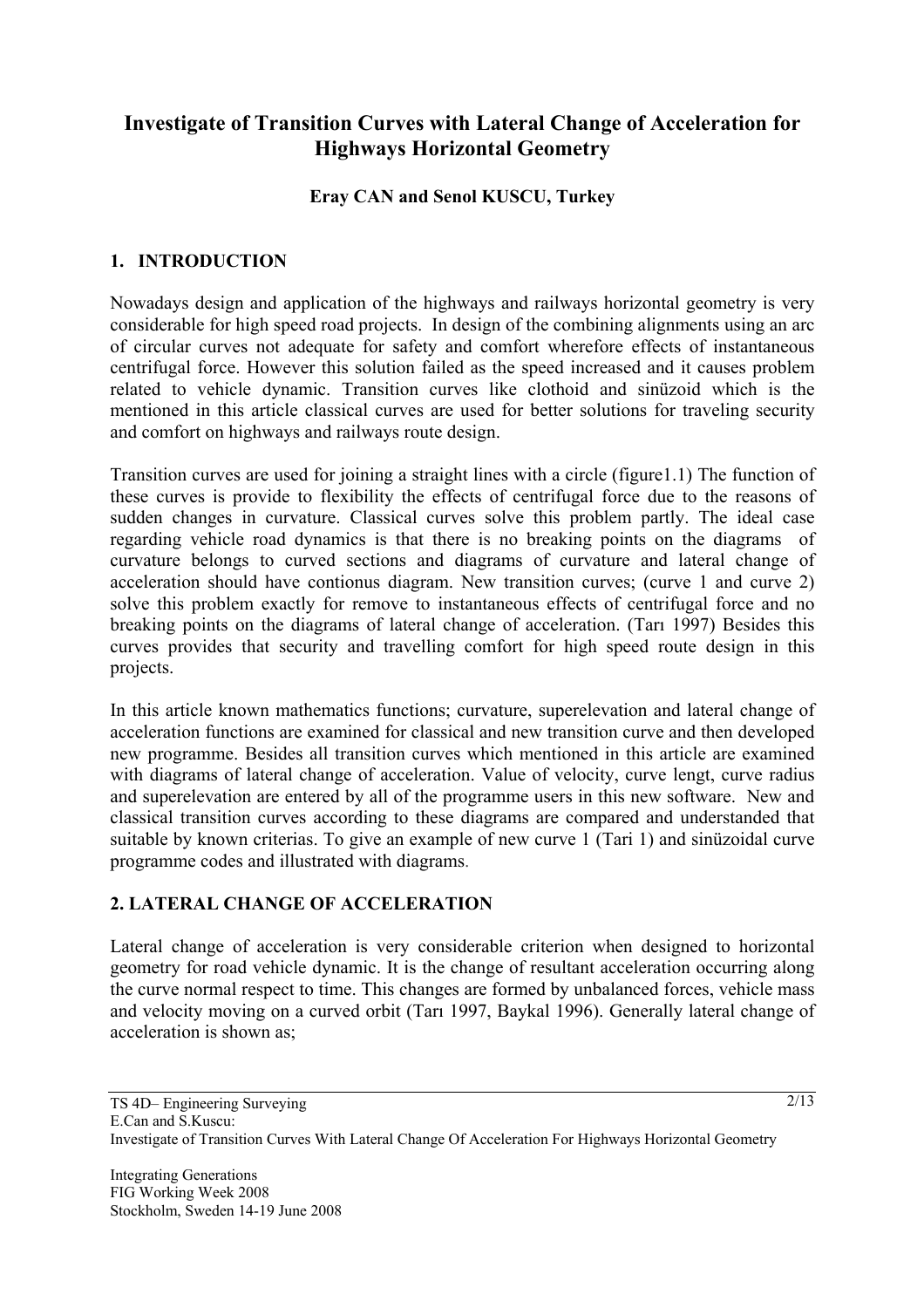# Investigate of Transition Curves with Lateral Change of Acceleration for Highways Horizontal Geometry

**Eray CAN and Senol KUSCU, Turkey**

## 1. INTRODUCTION

Nowadays design and application of the highways and railways horizontal geometry is very considerable for high speed road projects. In design of the combining alignments using an arc of circular curves not adequate for safety and comfort wherefore effects of instantaneous centrifugal force. However this solution failed as the speed increased and it causes problem related to vehicle dynamic. Transition curves like clothoid and sinüzoid which is the mentioned in this article classical curves are used for better solutions for traveling security and comfort on highways and railways route design.

Transition curves are used for joining a straight lines with a circle (figure1.1) The function of these curves is provide to flexibility the effects of centrifugal force due to the reasons of sudden changes in curvature. Classical curves solve this problem partly. The ideal case regarding vehicle road dynamics is that there is no breaking points on the diagrams of curvature belongs to curved sections and diagrams of curvature and lateral change of acceleration should have contionus diagram. New transition curves; (curve 1 and curve 2) solve this problem exactly for remove to instantaneous effects of centrifugal force and no breaking points on the diagrams of lateral change of acceleration. (Tarı 1997) Besides this curves provides that security and travelling comfort for high speed route design in this projects.

In this article known mathematics functions; curvature, superelevation and lateral change of acceleration functions are examined for classical and new transition curve and then developed new programme. Besides all transition curves which mentioned in this article are examined with diagrams of lateral change of acceleration. Value of velocity, curve lengt, curve radius and superelevation are entered by all of the programme users in this new software. New and classical transition curves according to these diagrams are compared and understanded that suitable by known criterias. To give an example of new curve 1 (Tari 1) and sinüzoidal curve programme codes and illustrated with diagrams.

## 2. LATERAL CHANGE OF ACCELERATION

Lateral change of acceleration is very considerable criterion when designed to horizontal geometry for road vehicle dynamic. It is the change of resultant acceleration occurring along the curve normal respect to time. This changes are formed by unbalanced forces, vehicle mass and velocity moving on a curved orbit (Tarı 1997, Baykal 1996). Generally lateral change of acceleration is shown as;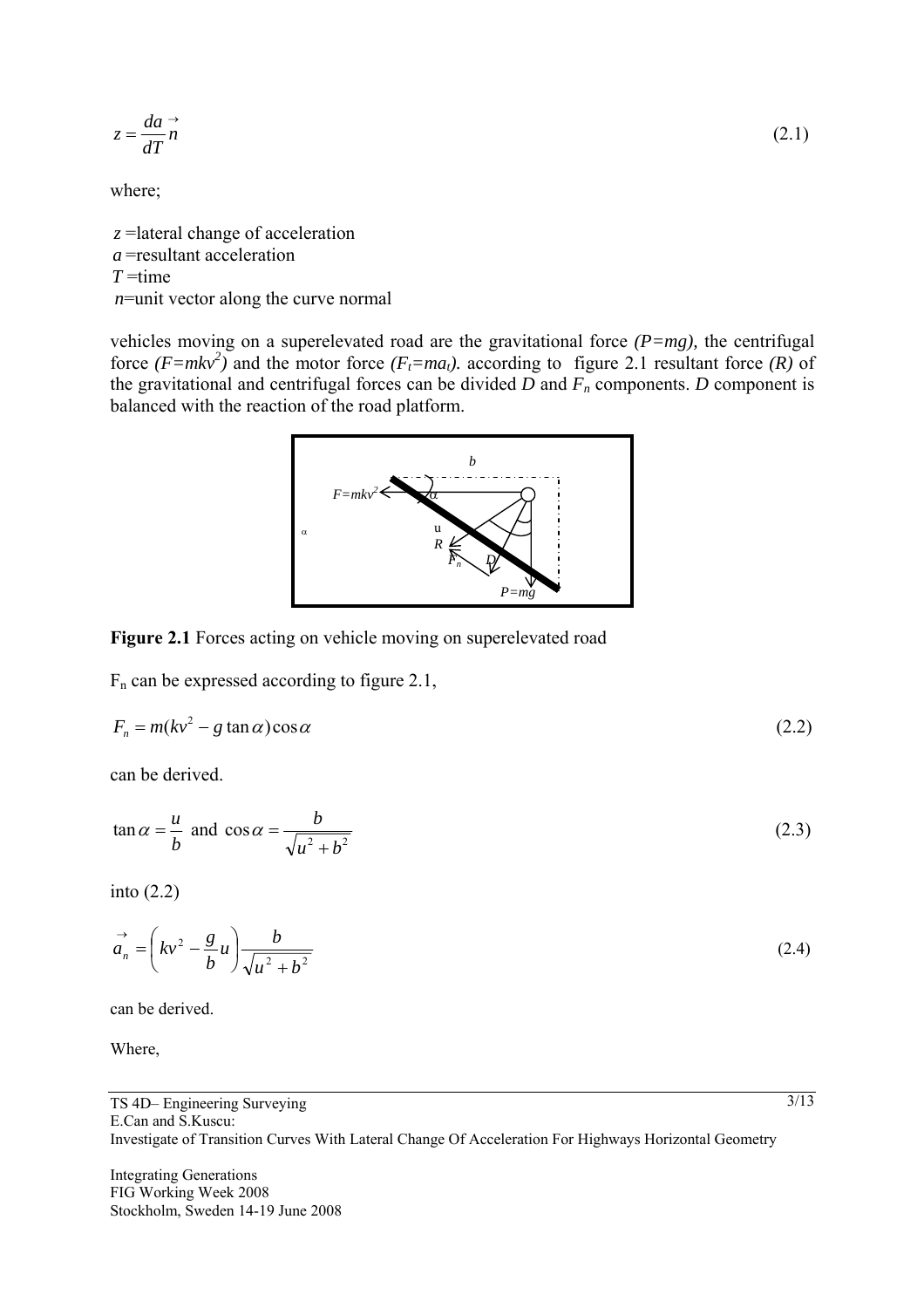$$z = \frac{da}{dT}\vec{n} \tag{2.1}$$

where;

$z$ =lateral change of acceleration
$a$ =resultant acceleration
$T$ =time
$n$=unit vector along the curve normal

vehicles moving on a superelevated road are the gravitational force *($P=mg$)*, the centrifugal force *($F=mkv^2$)* and the motor force *($F_t=ma_t$)*. according to figure 2.1 resultant force *($R$)* of the gravitational and centrifugal forces can be divided $D$ and $F_n$ components. $D$ component is balanced with the reaction of the road platform.

**Figure 2.1** Forces acting on vehicle moving on superelevated road

$F_n$ can be expressed according to figure 2.1,

$$F_n = m(kv^2 - g\tan\alpha)\cos\alpha \tag{2.2}$$

can be derived.

$$\tan\alpha = \frac{u}{b} \text{ and } \cos\alpha = \frac{b}{\sqrt{u^2 + b^2}} \tag{2.3}$$

into (2.2)

$$\vec{a}_n = \left(kv^2 - \frac{g}{b}u\right)\frac{b}{\sqrt{u^2 + b^2}} \tag{2.4}$$

can be derived.

Where,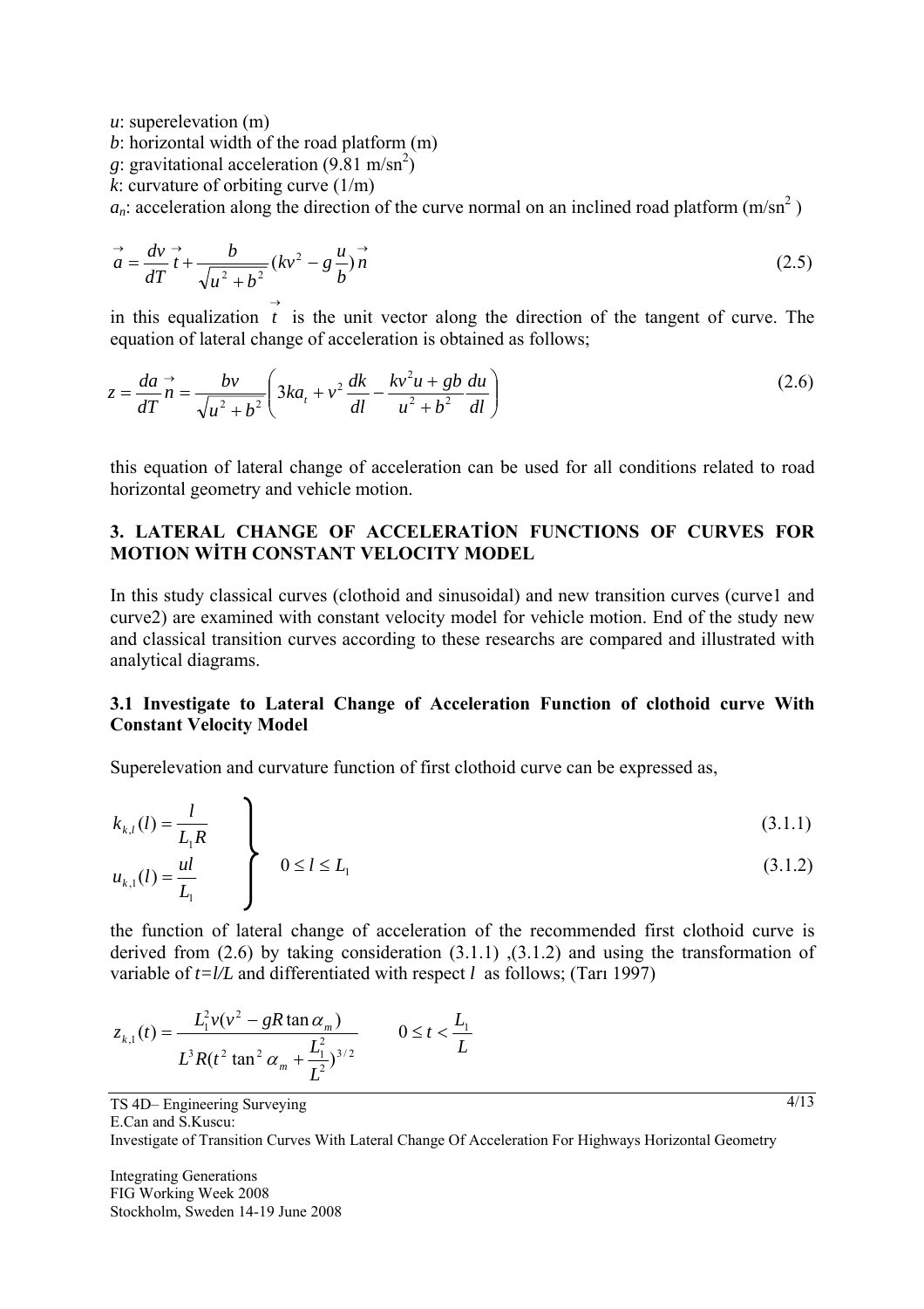*u*: superelevation (m)
*b*: horizontal width of the road platform (m)
*g*: gravitational acceleration (9.81 m/sn$^2$)
*k*: curvature of orbiting curve (1/m)
$a_n$: acceleration along the direction of the curve normal on an inclined road platform (m/sn$^2$ )

$$\vec{a} = \frac{dv}{dT}\vec{t} + \frac{b}{\sqrt{u^2 + b^2}}(kv^2 - g\frac{u}{b})\vec{n} \tag{2.5}$$

in this equalization $\vec{t}$ is the unit vector along the direction of the tangent of curve. The equation of lateral change of acceleration is obtained as follows;

$$z = \frac{da}{dT}\vec{n} = \frac{bv}{\sqrt{u^2 + b^2}}\left(3ka_t + v^2\frac{dk}{dl} - \frac{kv^2u + gb}{u^2 + b^2}\frac{du}{dl}\right) \tag{2.6}$$

this equation of lateral change of acceleration can be used for all conditions related to road horizontal geometry and vehicle motion.

## 3. LATERAL CHANGE OF ACCELERATİON FUNCTIONS OF CURVES FOR MOTION WİTH CONSTANT VELOCITY MODEL

In this study classical curves (clothoid and sinusoidal) and new transition curves (curve1 and curve2) are examined with constant velocity model for vehicle motion. End of the study new and classical transition curves according to these researchs are compared and illustrated with analytical diagrams.

### 3.1 Investigate to Lateral Change of Acceleration Function of clothoid curve With Constant Velocity Model

Superelevation and curvature function of first clothoid curve can be expressed as,

$$k_{k,l}(l) = \frac{l}{L_1 R} \tag{3.1.1}$$

$$u_{k,1}(l) = \frac{ul}{L_1} \qquad 0 \le l \le L_1 \tag{3.1.2}$$

the function of lateral change of acceleration of the recommended first clothoid curve is derived from (2.6) by taking consideration (3.1.1) ,(3.1.2) and using the transformation of variable of $t=l/L$ and differentiated with respect $l$ as follows; (Tarı 1997)

$$z_{k,1}(t) = \frac{L_1^2 v(v^2 - gR\tan\alpha_m)}{L^3 R(t^2 \tan^2\alpha_m + \frac{L_1^2}{L^2})^{3/2}} \qquad 0 \le t < \frac{L_1}{L}$$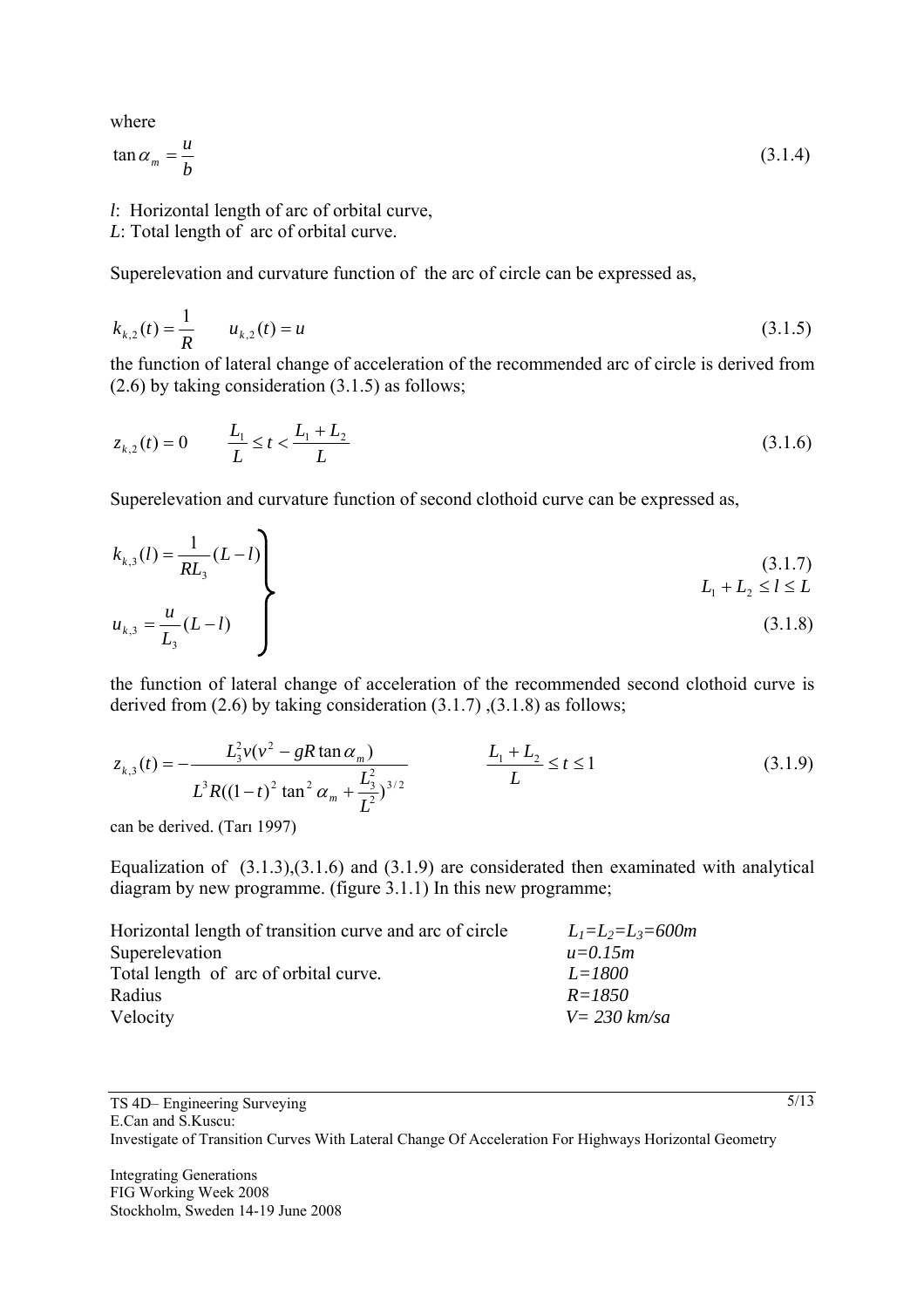where

$$\tan \alpha_m = \frac{u}{b} \tag{3.1.4}$$

$l$: Horizontal length of arc of orbital curve,
$L$: Total length of arc of orbital curve.

Superelevation and curvature function of the arc of circle can be expressed as,

$$k_{k,2}(t) = \frac{1}{R} \qquad u_{k,2}(t) = u \tag{3.1.5}$$

the function of lateral change of acceleration of the recommended arc of circle is derived from (2.6) by taking consideration (3.1.5) as follows;

$$z_{k,2}(t) = 0 \qquad \frac{L_1}{L} \le t < \frac{L_1 + L_2}{L} \tag{3.1.6}$$

Superelevation and curvature function of second clothoid curve can be expressed as,

$$\left.\begin{aligned} k_{k,3}(l) &= \frac{1}{RL_3}(L - l) && (3.1.7) \\ u_{k,3} &= \frac{u}{L_3}(L - l) && (3.1.8) \end{aligned}\right\} \qquad L_1 + L_2 \le l \le L$$

the function of lateral change of acceleration of the recommended second clothoid curve is derived from (2.6) by taking consideration (3.1.7) ,(3.1.8) as follows;

$$z_{k,3}(t) = -\frac{L_3^2 v(v^2 - gR\tan\alpha_m)}{L^3 R((1-t)^2 \tan^2 \alpha_m + \frac{L_3^2}{L^2})^{3/2}} \qquad \frac{L_1 + L_2}{L} \le t \le 1 \tag{3.1.9}$$

can be derived. (Tarı 1997)

Equalization of (3.1.3),(3.1.6) and (3.1.9) are considerated then examinated with analytical diagram by new programme. (figure 3.1.1) In this new programme;

| | |
|---|---|
| Horizontal length of transition curve and arc of circle | $L_1=L_2=L_3=600m$ |
| Superelevation | $u=0.15m$ |
| Total length of arc of orbital curve. | $L=1800$ |
| Radius | $R=1850$ |
| Velocity | $V= 230$ *km/sa* |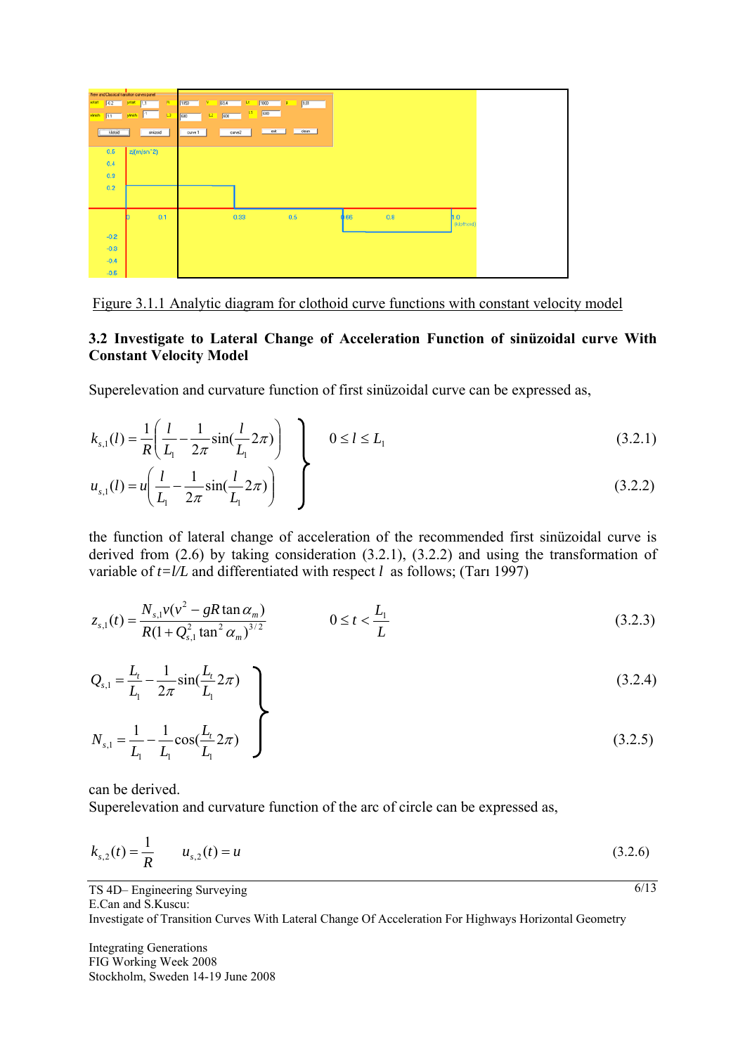Figure 3.1.1 Analytic diagram for clothoid curve functions with constant velocity model

### 3.2 Investigate to Lateral Change of Acceleration Function of sinüzoidal curve With Constant Velocity Model

Superelevation and curvature function of first sinüzoidal curve can be expressed as,

$$k_{s,1}(l) = \frac{1}{R}\left(\frac{l}{L_1} - \frac{1}{2\pi}\sin\left(\frac{l}{L_1}2\pi\right)\right) \quad (3.2.1)$$

$$u_{s,1}(l) = u\left(\frac{l}{L_1} - \frac{1}{2\pi}\sin\left(\frac{l}{L_1}2\pi\right)\right) \quad (3.2.2)$$

$$0 \le l \le L_1$$

the function of lateral change of acceleration of the recommended first sinüzoidal curve is derived from (2.6) by taking consideration (3.2.1), (3.2.2) and using the transformation of variable of $t=l/L$ and differentiated with respect $l$ as follows; (Tarı 1997)

$$z_{s,1}(t) = \frac{N_{s,1}v(v^2 - gR\tan\alpha_m)}{R(1+Q_{s,1}^2\tan^2\alpha_m)^{3/2}} \qquad 0 \le t < \frac{L_1}{L} \quad (3.2.3)$$

$$Q_{s,1} = \frac{L_t}{L_1} - \frac{1}{2\pi}\sin\left(\frac{L_t}{L_1}2\pi\right) \quad (3.2.4)$$

$$N_{s,1} = \frac{1}{L_1} - \frac{1}{L_1}\cos\left(\frac{L_t}{L_1}2\pi\right) \quad (3.2.5)$$

can be derived.

Superelevation and curvature function of the arc of circle can be expressed as,

$$k_{s,2}(t) = \frac{1}{R} \qquad u_{s,2}(t) = u \quad (3.2.6)$$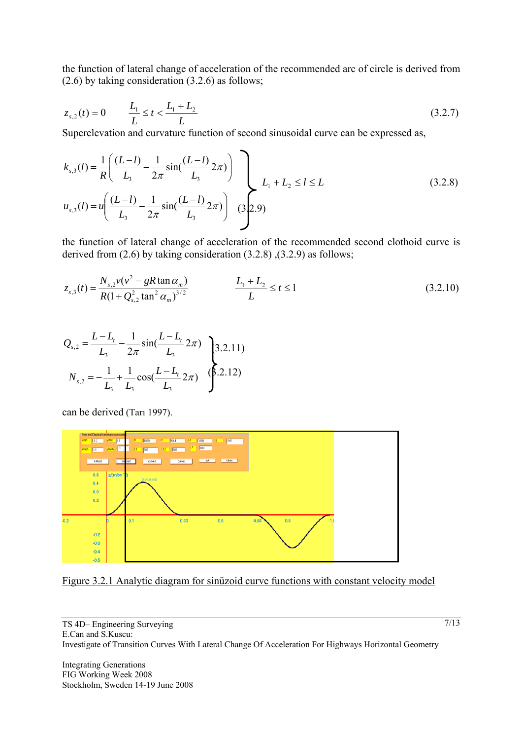the function of lateral change of acceleration of the recommended arc of circle is derived from (2.6) by taking consideration (3.2.6) as follows;

$$z_{s,2}(t) = 0 \qquad \frac{L_1}{L} \le t < \frac{L_1 + L_2}{L} \tag{3.2.7}$$

Superelevation and curvature function of second sinusoidal curve can be expressed as,

$$k_{s,3}(l) = \frac{1}{R}\left(\frac{(L-l)}{L_3} - \frac{1}{2\pi}\sin\left(\frac{(L-l)}{L_3}2\pi\right)\right) \qquad L_1 + L_2 \le l \le L \tag{3.2.8}$$

$$u_{s,3}(l) = u\left(\frac{(L-l)}{L_3} - \frac{1}{2\pi}\sin\left(\frac{(L-l)}{L_3}2\pi\right)\right) \tag{3.2.9}$$

the function of lateral change of acceleration of the recommended second clothoid curve is derived from (2.6) by taking consideration (3.2.8) ,(3.2.9) as follows;

$$z_{s,3}(t) = \frac{N_{s,2}v(v^2 - gR\tan\alpha_m)}{R(1 + Q_{s,2}^2\tan^2\alpha_m)^{3/2}} \qquad \frac{L_1 + L_2}{L} \le t \le 1 \tag{3.2.10}$$

$$Q_{s,2} = \frac{L - L_t}{L_3} - \frac{1}{2\pi}\sin\left(\frac{L - L_t}{L_3}2\pi\right) \tag{3.2.11}$$

$$N_{s,2} = -\frac{1}{L_3} + \frac{1}{L_3}\cos\left(\frac{L - L_t}{L_3}2\pi\right) \tag{3.2.12}$$

can be derived (Tarı 1997).

Figure 3.2.1 Analytic diagram for sinüzoid curve functions with constant velocity model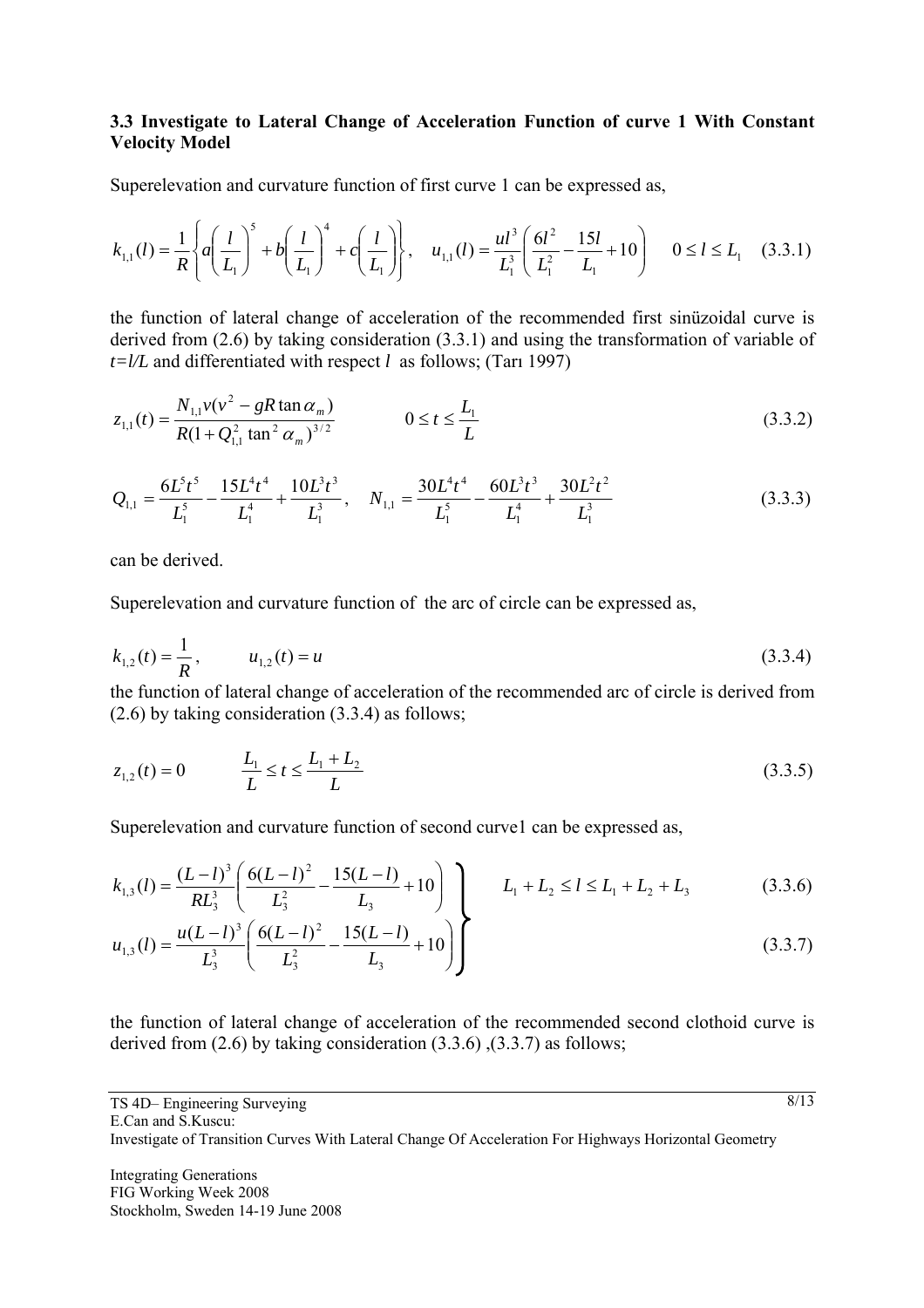### 3.3 Investigate to Lateral Change of Acceleration Function of curve 1 With Constant Velocity Model

Superelevation and curvature function of first curve 1 can be expressed as,

$$k_{1,1}(l) = \frac{1}{R}\left\{a\left(\frac{l}{L_1}\right)^5 + b\left(\frac{l}{L_1}\right)^4 + c\left(\frac{l}{L_1}\right)\right\}, \quad u_{1,1}(l) = \frac{ul^3}{L_1^3}\left(\frac{6l^2}{L_1^2} - \frac{15l}{L_1} + 10\right) \quad 0 \le l \le L_1 \quad (3.3.1)$$

the function of lateral change of acceleration of the recommended first sinüzoidal curve is derived from (2.6) by taking consideration (3.3.1) and using the transformation of variable of $t=l/L$ and differentiated with respect $l$ as follows; (Tarı 1997)

$$z_{1,1}(t) = \frac{N_{1,1}v(v^2 - gR\tan\alpha_m)}{R(1 + Q_{1,1}^2\tan^2\alpha_m)^{3/2}} \qquad 0 \le t \le \frac{L_1}{L} \quad (3.3.2)$$

$$Q_{1,1} = \frac{6L^5t^5}{L_1^5} - \frac{15L^4t^4}{L_1^4} + \frac{10L^3t^3}{L_1^3}, \quad N_{1,1} = \frac{30L^4t^4}{L_1^5} - \frac{60L^3t^3}{L_1^4} + \frac{30L^2t^2}{L_1^3} \quad (3.3.3)$$

can be derived.

Superelevation and curvature function of the arc of circle can be expressed as,

$$k_{1,2}(t) = \frac{1}{R}, \qquad u_{1,2}(t) = u \quad (3.3.4)$$

the function of lateral change of acceleration of the recommended arc of circle is derived from (2.6) by taking consideration (3.3.4) as follows;

$$z_{1,2}(t) = 0 \qquad \frac{L_1}{L} \le t \le \frac{L_1 + L_2}{L} \quad (3.3.5)$$

Superelevation and curvature function of second curve1 can be expressed as,

$$k_{1,3}(l) = \frac{(L-l)^3}{RL_3^3}\left(\frac{6(L-l)^2}{L_3^2} - \frac{15(L-l)}{L_3} + 10\right) \qquad L_1 + L_2 \le l \le L_1 + L_2 + L_3 \quad (3.3.6)$$

$$u_{1,3}(l) = \frac{u(L-l)^3}{L_3^3}\left(\frac{6(L-l)^2}{L_3^2} - \frac{15(L-l)}{L_3} + 10\right) \quad (3.3.7)$$

the function of lateral change of acceleration of the recommended second clothoid curve is derived from (2.6) by taking consideration (3.3.6) ,(3.3.7) as follows;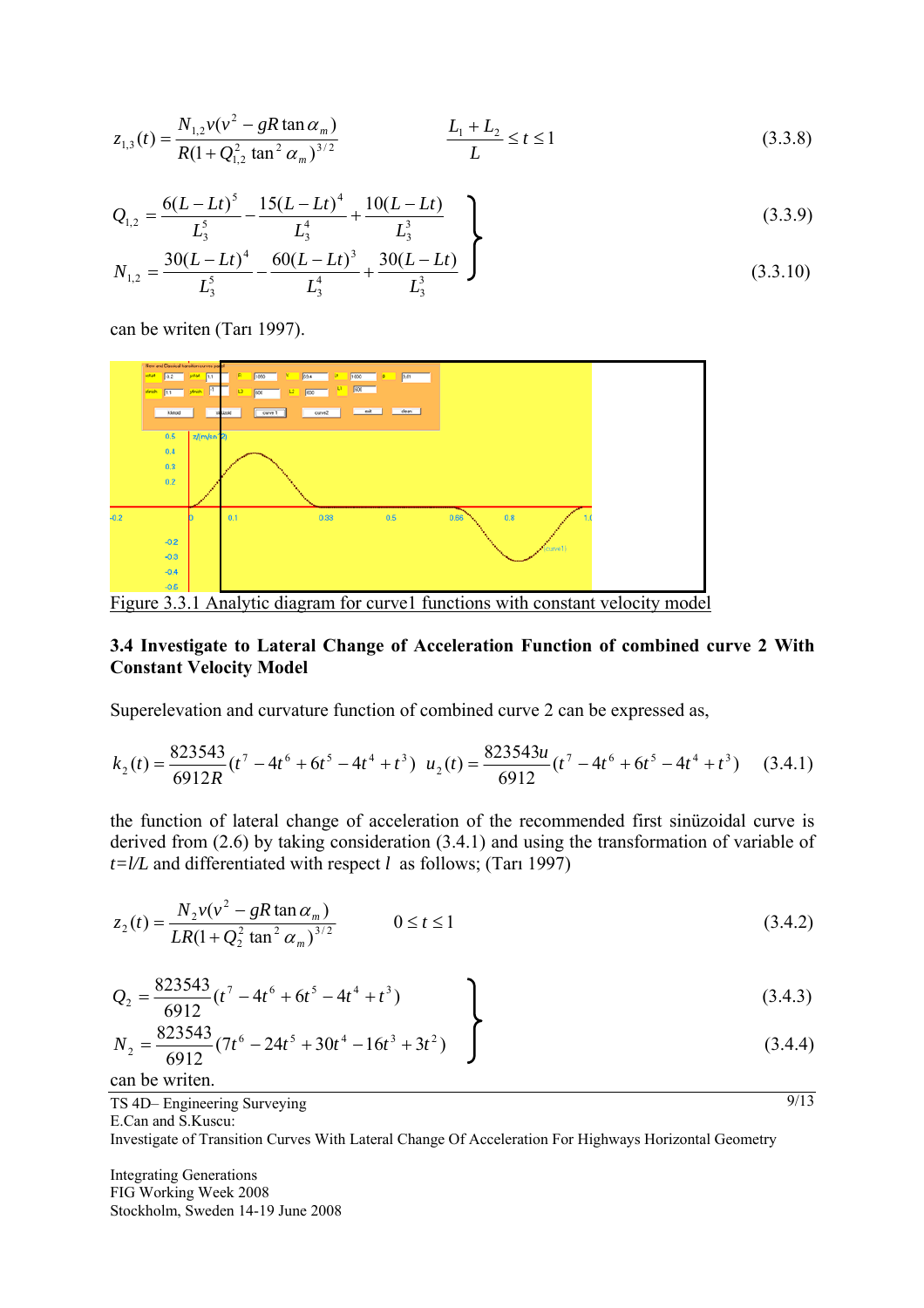$$z_{1,3}(t) = \frac{N_{1,2}v(v^2 - gR\tan\alpha_m)}{R(1+Q_{1,2}^2\tan^2\alpha_m)^{3/2}} \qquad \frac{L_1 + L_2}{L} \le t \le 1 \tag{3.3.8}$$

$$Q_{1,2} = \frac{6(L-Lt)^5}{L_3^5} - \frac{15(L-Lt)^4}{L_3^4} + \frac{10(L-Lt)}{L_3^3} \tag{3.3.9}$$

$$N_{1,2} = \frac{30(L-Lt)^4}{L_3^5} - \frac{60(L-Lt)^3}{L_3^4} + \frac{30(L-Lt)}{L_3^3} \tag{3.3.10}$$

can be writen (Tarı 1997).

Figure 3.3.1 Analytic diagram for curve1 functions with constant velocity model

### 3.4 Investigate to Lateral Change of Acceleration Function of combined curve 2 With Constant Velocity Model

Superelevation and curvature function of combined curve 2 can be expressed as,

$$k_2(t) = \frac{823543}{6912R}(t^7 - 4t^6 + 6t^5 - 4t^4 + t^3) \quad u_2(t) = \frac{823543u}{6912}(t^7 - 4t^6 + 6t^5 - 4t^4 + t^3) \tag{3.4.1}$$

the function of lateral change of acceleration of the recommended first sinüzoidal curve is derived from (2.6) by taking consideration (3.4.1) and using the transformation of variable of *t=l/L* and differentiated with respect *l* as follows; (Tarı 1997)

$$z_2(t) = \frac{N_2 v(v^2 - gR\tan\alpha_m)}{LR(1+Q_2^2\tan^2\alpha_m)^{3/2}} \qquad 0 \le t \le 1 \tag{3.4.2}$$

$$Q_2 = \frac{823543}{6912}(t^7 - 4t^6 + 6t^5 - 4t^4 + t^3) \tag{3.4.3}$$

$$N_2 = \frac{823543}{6912}(7t^6 - 24t^5 + 30t^4 - 16t^3 + 3t^2) \tag{3.4.4}$$

can be writen.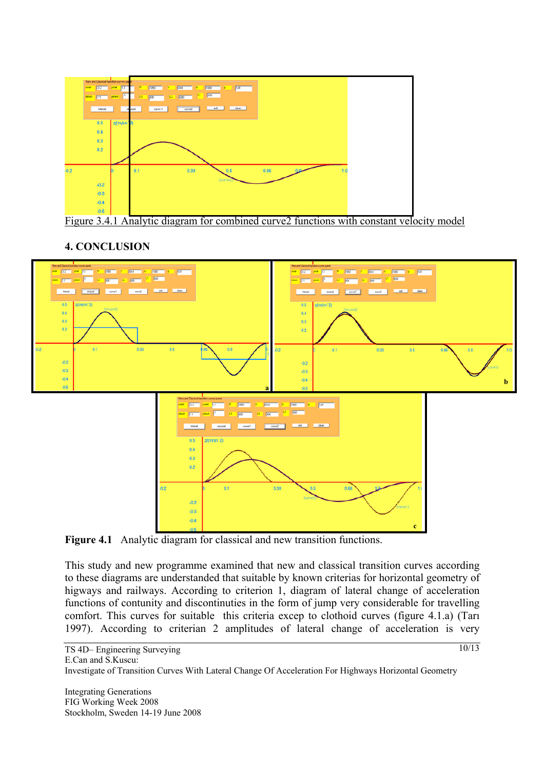Figure 3.4.1 Analytic diagram for combined curve2 functions with constant velocity model

## 4. CONCLUSION

**Figure 4.1** Analytic diagram for classical and new transition functions.

This study and new programme examined that new and classical transition curves according to these diagrams are understanded that suitable by known criterias for horizontal geometry of higways and railways. According to criterion 1, diagram of lateral change of acceleration functions of contunity and discontinuties in the form of jump very considerable for travelling comfort. This curves for suitable this criteria excep to clothoid curves (figure 4.1.a) (Tarı 1997). According to criterian 2 amplitudes of lateral change of acceleration is very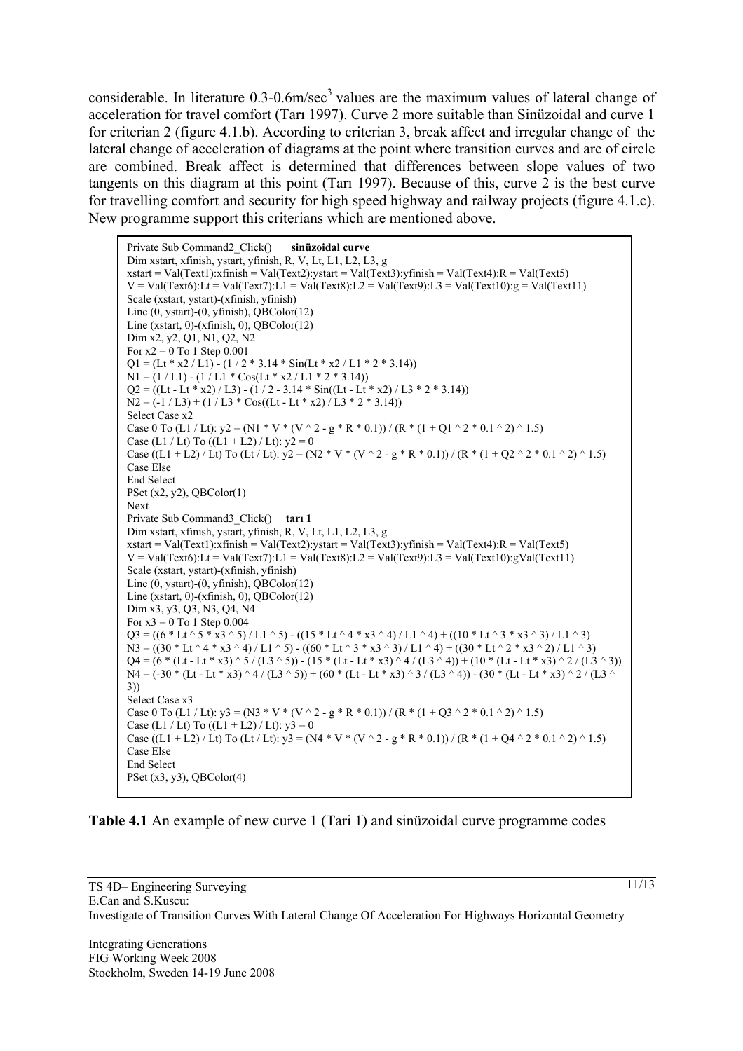considerable. In literature 0.3-0.6m/sec$^3$ values are the maximum values of lateral change of acceleration for travel comfort (Tarı 1997). Curve 2 more suitable than Sinüzoidal and curve 1 for criterian 2 (figure 4.1.b). According to criterian 3, break affect and irregular change of the lateral change of acceleration of diagrams at the point where transition curves and arc of circle are combined. Break affect is determined that differences between slope values of two tangents on this diagram at this point (Tarı 1997). Because of this, curve 2 is the best curve for travelling comfort and security for high speed highway and railway projects (figure 4.1.c). New programme support this criterians which are mentioned above.

```
Private Sub Command2_Click()     sinüzoidal curve
Dim xstart, xfinish, ystart, yfinish, R, V, Lt, L1, L2, L3, g
xstart = Val(Text1):xfinish = Val(Text2):ystart = Val(Text3):yfinish = Val(Text4):R = Val(Text5)
V = Val(Text6):Lt = Val(Text7):L1 = Val(Text8):L2 = Val(Text9):L3 = Val(Text10):g = Val(Text11)
Scale (xstart, ystart)-(xfinish, yfinish)
Line (0, ystart)-(0, yfinish), QBColor(12)
Line (xstart, 0)-(xfinish, 0), QBColor(12)
Dim x2, y2, Q1, N1, Q2, N2
For x2 = 0 To 1 Step 0.001
Q1 = (Lt * x2 / L1) - (1 / 2 * 3.14 * Sin(Lt * x2 / L1 * 2 * 3.14))
N1 = (1 / L1) - (1 / L1 * Cos(Lt * x2 / L1 * 2 * 3.14))
Q2 = ((Lt - Lt * x2) / L3) - (1 / 2 - 3.14 * Sin((Lt - Lt * x2) / L3 * 2 * 3.14))
N2 = (-1 / L3) + (1 / L3 * Cos((Lt - Lt * x2) / L3 * 2 * 3.14))
Select Case x2
Case 0 To (L1 / Lt): y2 = (N1 * V * (V ^ 2 - g * R * 0.1)) / (R * (1 + Q1 ^ 2 * 0.1 ^ 2) ^ 1.5)
Case (L1 / Lt) To ((L1 + L2) / Lt): y2 = 0
Case ((L1 + L2) / Lt) To (Lt / Lt): y2 = (N2 * V * (V ^ 2 - g * R * 0.1)) / (R * (1 + Q2 ^ 2 * 0.1 ^ 2) ^ 1.5)
Case Else
End Select
PSet (x2, y2), QBColor(1)
Next
Private Sub Command3_Click()     tarı 1
Dim xstart, xfinish, ystart, yfinish, R, V, Lt, L1, L2, L3, g
xstart = Val(Text1):xfinish = Val(Text2):ystart = Val(Text3):yfinish = Val(Text4):R = Val(Text5)
V = Val(Text6):Lt = Val(Text7):L1 = Val(Text8):L2 = Val(Text9):L3 = Val(Text10):gVal(Text11)
Scale (xstart, ystart)-(xfinish, yfinish)
Line (0, ystart)-(0, yfinish), QBColor(12)
Line (xstart, 0)-(xfinish, 0), QBColor(12)
Dim x3, y3, Q3, N3, Q4, N4
For x3 = 0 To 1 Step 0.004
Q3 = ((6 * Lt ^ 5 * x3 ^ 5) / L1 ^ 5) - ((15 * Lt ^ 4 * x3 ^ 4) / L1 ^ 4) + ((10 * Lt ^ 3 * x3 ^ 3) / L1 ^ 3)
N3 = ((30 * Lt ^ 4 * x3 ^ 4) / L1 ^ 5) - ((60 * Lt ^ 3 * x3 ^ 3) / L1 ^ 4) + ((30 * Lt ^ 2 * x3 ^ 2) / L1 ^ 3)
Q4 = (6 * (Lt - Lt * x3) ^ 5 / (L3 ^ 5)) - (15 * (Lt - Lt * x3) ^ 4 / (L3 ^ 4)) + (10 * (Lt - Lt * x3) ^ 2 / (L3 ^ 3))
N4 = (-30 * (Lt - Lt * x3) ^ 4 / (L3 ^ 5)) + (60 * (Lt - Lt * x3) ^ 3 / (L3 ^ 4)) - (30 * (Lt - Lt * x3) ^ 2 / (L3 ^
3))
Select Case x3
Case 0 To (L1 / Lt): y3 = (N3 * V * (V ^ 2 - g * R * 0.1)) / (R * (1 + Q3 ^ 2 * 0.1 ^ 2) ^ 1.5)
Case (L1 / Lt) To ((L1 + L2) / Lt): y3 = 0
Case ((L1 + L2) / Lt) To (Lt / Lt): y3 = (N4 * V * (V ^ 2 - g * R * 0.1)) / (R * (1 + Q4 ^ 2 * 0.1 ^ 2) ^ 1.5)
Case Else
End Select
PSet (x3, y3), QBColor(4)
```

**Table 4.1** An example of new curve 1 (Tari 1) and sinüzoidal curve programme codes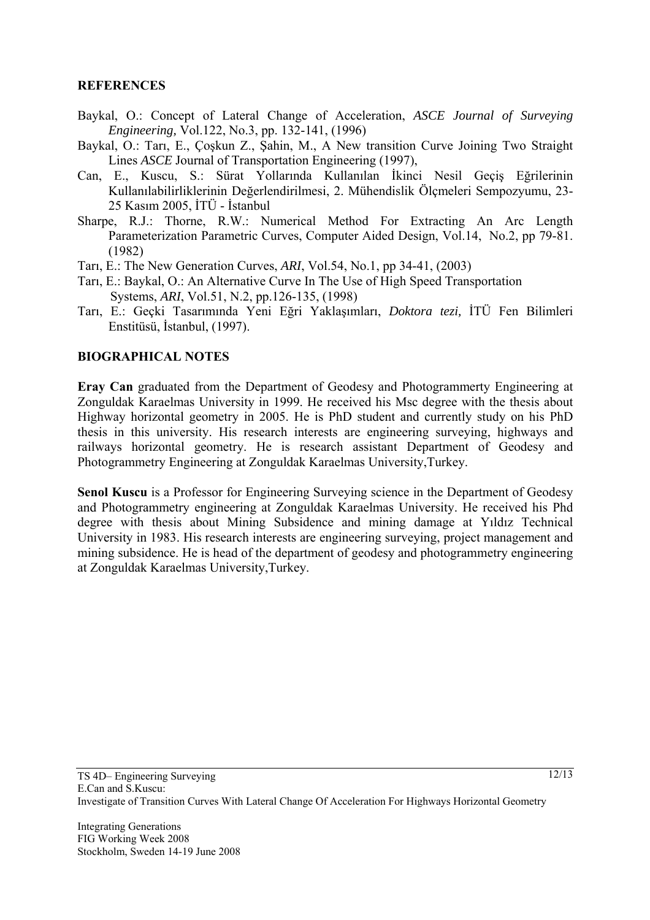## REFERENCES

Baykal, O.: Concept of Lateral Change of Acceleration, *ASCE Journal of Surveying Engineering,* Vol.122, No.3, pp. 132-141, (1996)

Baykal, O.: Tarı, E., Çoşkun Z., Şahin, M., A New transition Curve Joining Two Straight Lines *ASCE* Journal of Transportation Engineering (1997),

Can, E., Kuscu, S.: Sürat Yollarında Kullanılan İkinci Nesil Geçiş Eğrilerinin Kullanılabilirliklerinin Değerlendirilmesi, 2. Mühendislik Ölçmeleri Sempozyumu, 23-25 Kasım 2005, İTÜ - İstanbul

Sharpe, R.J.: Thorne, R.W.: Numerical Method For Extracting An Arc Length Parameterization Parametric Curves, Computer Aided Design, Vol.14, No.2, pp 79-81. (1982)

Tarı, E.: The New Generation Curves, *ARI*, Vol.54, No.1, pp 34-41, (2003)

Tarı, E.: Baykal, O.: An Alternative Curve In The Use of High Speed Transportation Systems, *ARI*, Vol.51, N.2, pp.126-135, (1998)

Tarı, E.: Geçki Tasarımında Yeni Eğri Yaklaşımları, *Doktora tezi,* İTÜ Fen Bilimleri Enstitüsü, İstanbul, (1997).

## BIOGRAPHICAL NOTES

**Eray Can** graduated from the Department of Geodesy and Photogrammerty Engineering at Zonguldak Karaelmas University in 1999. He received his Msc degree with the thesis about Highway horizontal geometry in 2005. He is PhD student and currently study on his PhD thesis in this university. His research interests are engineering surveying, highways and railways horizontal geometry. He is research assistant Department of Geodesy and Photogrammetry Engineering at Zonguldak Karaelmas University,Turkey.

**Senol Kuscu** is a Professor for Engineering Surveying science in the Department of Geodesy and Photogrammetry engineering at Zonguldak Karaelmas University. He received his Phd degree with thesis about Mining Subsidence and mining damage at Yıldız Technical University in 1983. His research interests are engineering surveying, project management and mining subsidence. He is head of the department of geodesy and photogrammetry engineering at Zonguldak Karaelmas University,Turkey.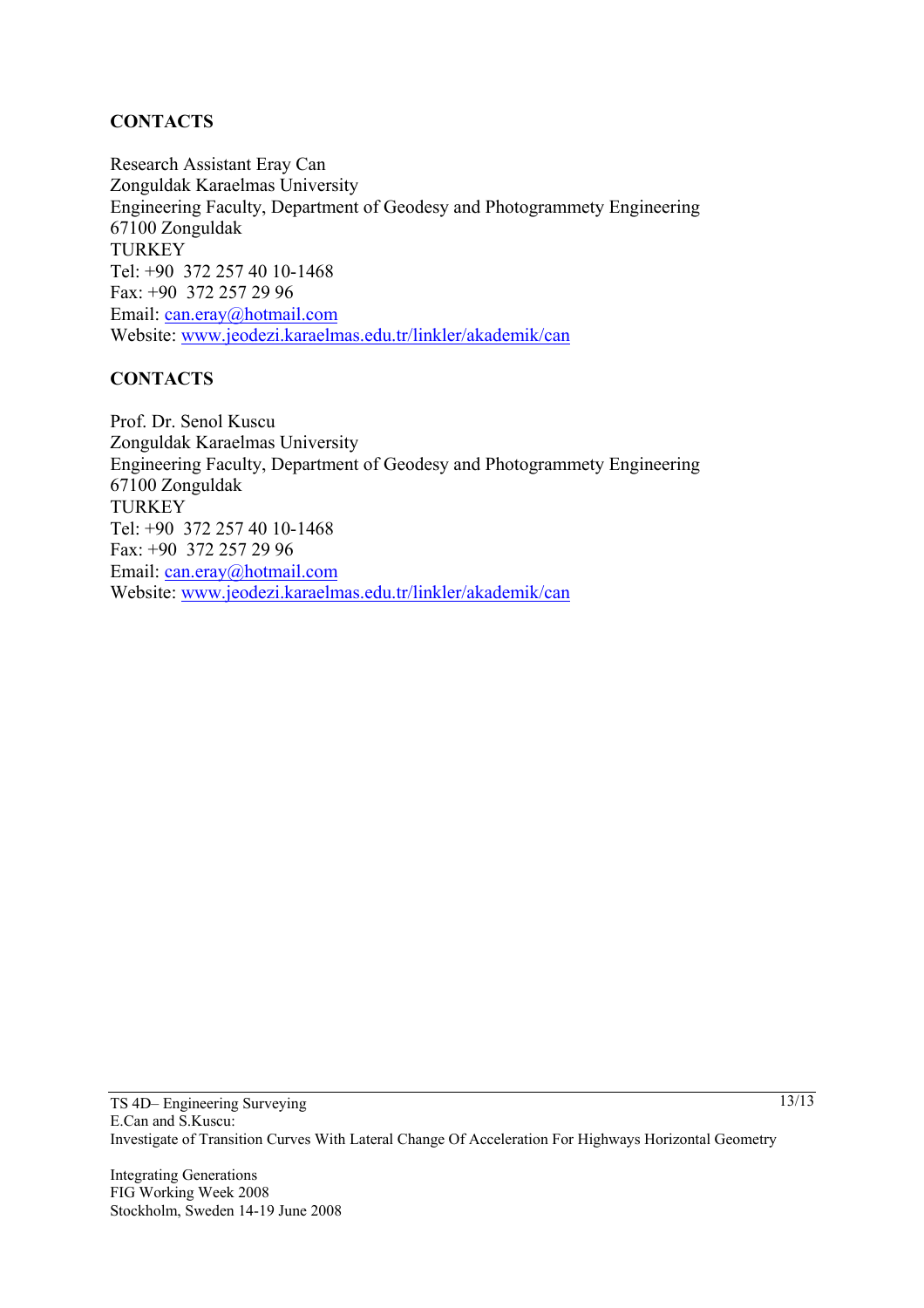## CONTACTS

Research Assistant Eray Can
Zonguldak Karaelmas University
Engineering Faculty, Department of Geodesy and Photogrammety Engineering
67100 Zonguldak
TURKEY
Tel: +90 372 257 40 10-1468
Fax: +90 372 257 29 96
Email: can.eray@hotmail.com
Website: www.jeodezi.karaelmas.edu.tr/linkler/akademik/can

## CONTACTS

Prof. Dr. Senol Kuscu
Zonguldak Karaelmas University
Engineering Faculty, Department of Geodesy and Photogrammety Engineering
67100 Zonguldak
TURKEY
Tel: +90 372 257 40 10-1468
Fax: +90 372 257 29 96
Email: can.eray@hotmail.com
Website: www.jeodezi.karaelmas.edu.tr/linkler/akademik/can